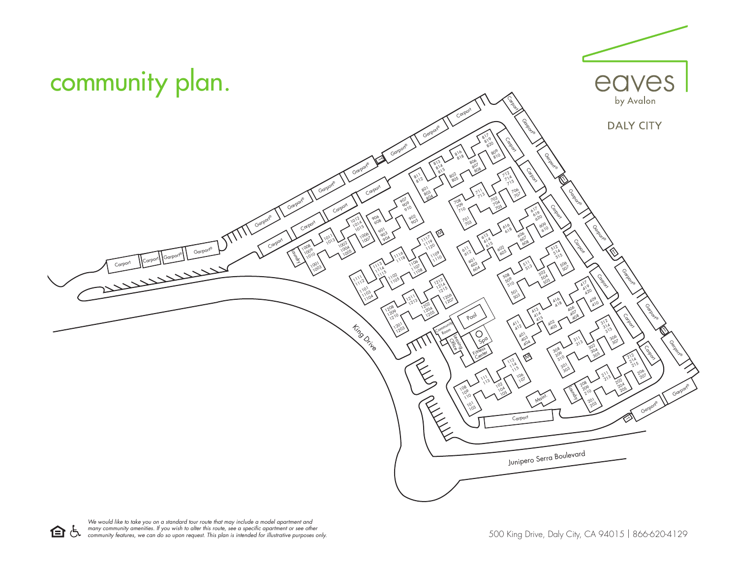# community plan.

eaves
by Avalon

DALY CITY

*We would like to take you on a standard tour route that may include a model apartment and many community amenities. If you wish to alter this route, see a specific apartment or see other community features, we can do so upon request. This plan is intended for illustrative purposes only.*

500 King Drive, Daly City, CA 94015 | 866-620-4129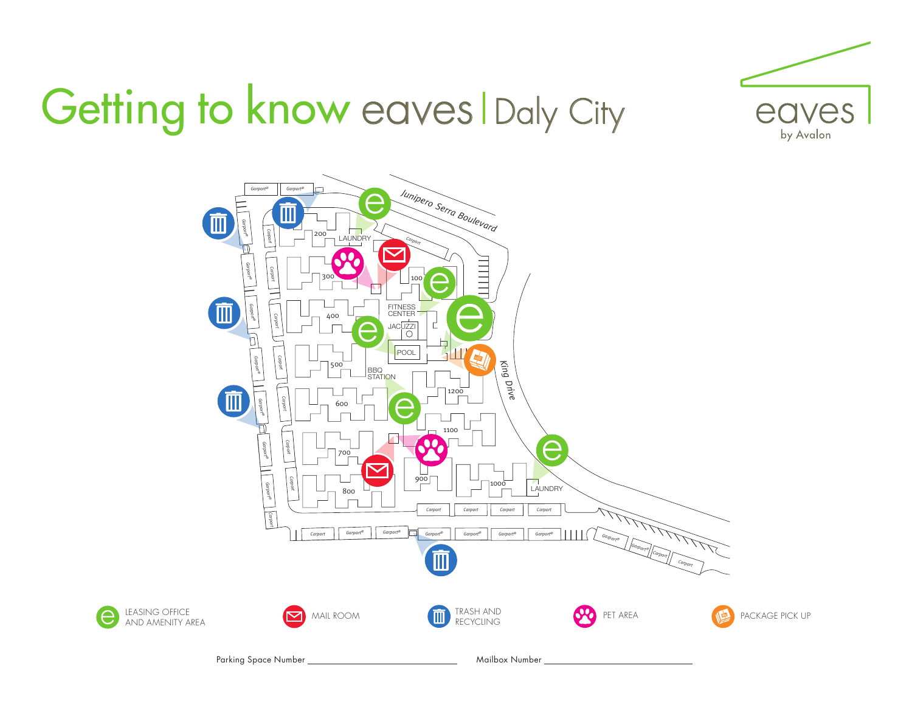# Getting to know eaves | Daly City

eaves
by Avalon

Junipero Serra Boulevard

King Drive

200

LAUNDRY

300

100

400

FITNESS CENTER

JACUZZI

POOL

500

BBQ STATION

1200

600

1100

700

900

1000

LAUNDRY

800

Garport®

Carport

LEASING OFFICE AND AMENITY AREA

MAIL ROOM

TRASH AND RECYCLING

PET AREA

PACKAGE PICK UP

Parking Space Number ____________________

Mailbox Number ____________________